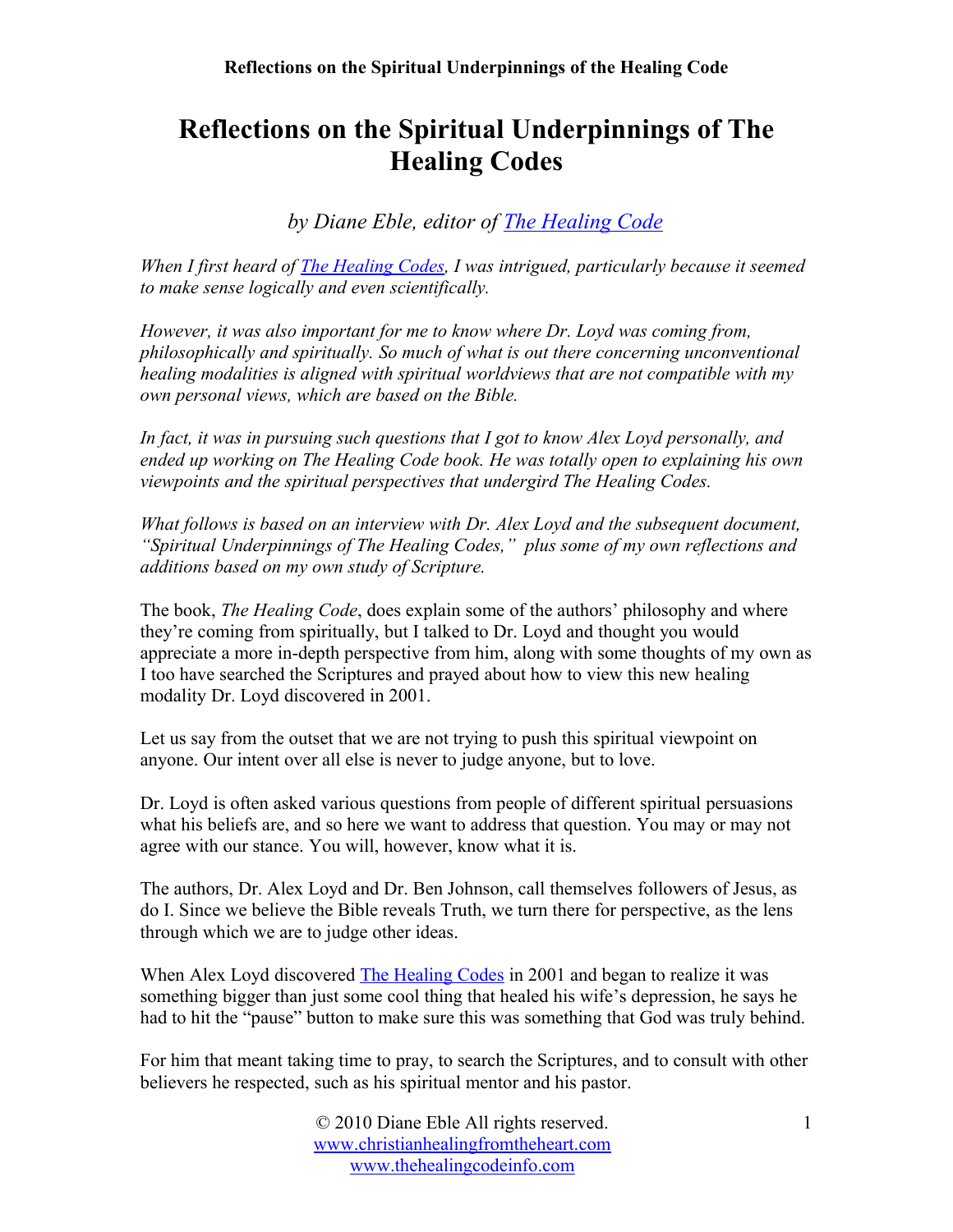# Reflections on the Spiritual Underpinnings of The Healing Codes

*by Diane Eble, editor of [The Healing Code](#)*

*When I first heard of [The Healing Codes](#), I was intrigued, particularly because it seemed to make sense logically and even scientifically.*

*However, it was also important for me to know where Dr. Loyd was coming from, philosophically and spiritually. So much of what is out there concerning unconventional healing modalities is aligned with spiritual worldviews that are not compatible with my own personal views, which are based on the Bible.*

*In fact, it was in pursuing such questions that I got to know Alex Loyd personally, and ended up working on The Healing Code book. He was totally open to explaining his own viewpoints and the spiritual perspectives that undergird The Healing Codes.*

*What follows is based on an interview with Dr. Alex Loyd and the subsequent document, "Spiritual Underpinnings of The Healing Codes," plus some of my own reflections and additions based on my own study of Scripture.*

The book, *The Healing Code*, does explain some of the authors' philosophy and where they're coming from spiritually, but I talked to Dr. Loyd and thought you would appreciate a more in-depth perspective from him, along with some thoughts of my own as I too have searched the Scriptures and prayed about how to view this new healing modality Dr. Loyd discovered in 2001.

Let us say from the outset that we are not trying to push this spiritual viewpoint on anyone. Our intent over all else is never to judge anyone, but to love.

Dr. Loyd is often asked various questions from people of different spiritual persuasions what his beliefs are, and so here we want to address that question. You may or may not agree with our stance. You will, however, know what it is.

The authors, Dr. Alex Loyd and Dr. Ben Johnson, call themselves followers of Jesus, as do I. Since we believe the Bible reveals Truth, we turn there for perspective, as the lens through which we are to judge other ideas.

When Alex Loyd discovered [The Healing Codes](#) in 2001 and began to realize it was something bigger than just some cool thing that healed his wife's depression, he says he had to hit the "pause" button to make sure this was something that God was truly behind.

For him that meant taking time to pray, to search the Scriptures, and to consult with other believers he respected, such as his spiritual mentor and his pastor.

© 2010 Diane Eble All rights reserved.
www.christianhealingfromtheheart.com
www.thehealingcodeinfo.com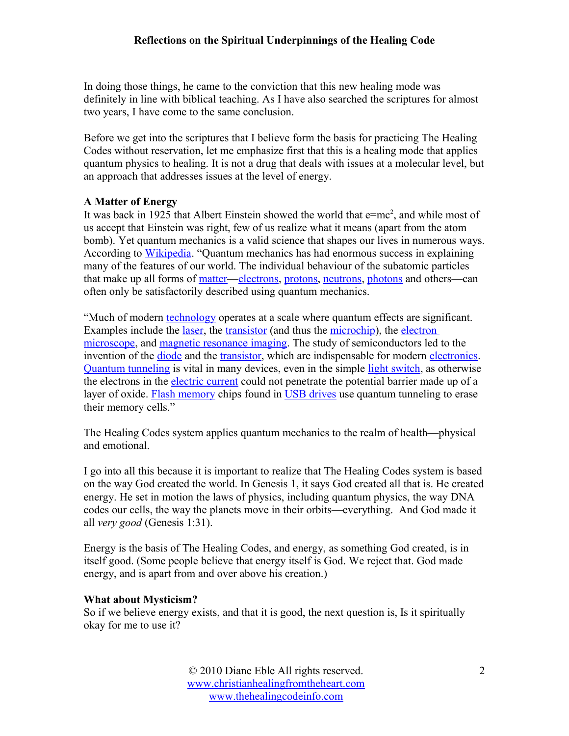In doing those things, he came to the conviction that this new healing mode was definitely in line with biblical teaching. As I have also searched the scriptures for almost two years, I have come to the same conclusion.

Before we get into the scriptures that I believe form the basis for practicing The Healing Codes without reservation, let me emphasize first that this is a healing mode that applies quantum physics to healing. It is not a drug that deals with issues at a molecular level, but an approach that addresses issues at the level of energy.

**A Matter of Energy**

It was back in 1925 that Albert Einstein showed the world that $e=mc^2$, and while most of us accept that Einstein was right, few of us realize what it means (apart from the atom bomb). Yet quantum mechanics is a valid science that shapes our lives in numerous ways. According to Wikipedia. "Quantum mechanics has had enormous success in explaining many of the features of our world. The individual behaviour of the subatomic particles that make up all forms of matter—electrons, protons, neutrons, photons and others—can often only be satisfactorily described using quantum mechanics.

"Much of modern technology operates at a scale where quantum effects are significant. Examples include the laser, the transistor (and thus the microchip), the electron microscope, and magnetic resonance imaging. The study of semiconductors led to the invention of the diode and the transistor, which are indispensable for modern electronics. Quantum tunneling is vital in many devices, even in the simple light switch, as otherwise the electrons in the electric current could not penetrate the potential barrier made up of a layer of oxide. Flash memory chips found in USB drives use quantum tunneling to erase their memory cells."

The Healing Codes system applies quantum mechanics to the realm of health—physical and emotional.

I go into all this because it is important to realize that The Healing Codes system is based on the way God created the world. In Genesis 1, it says God created all that is. He created energy. He set in motion the laws of physics, including quantum physics, the way DNA codes our cells, the way the planets move in their orbits—everything. And God made it all *very good* (Genesis 1:31).

Energy is the basis of The Healing Codes, and energy, as something God created, is in itself good. (Some people believe that energy itself is God. We reject that. God made energy, and is apart from and over above his creation.)

**What about Mysticism?**

So if we believe energy exists, and that it is good, the next question is, Is it spiritually okay for me to use it?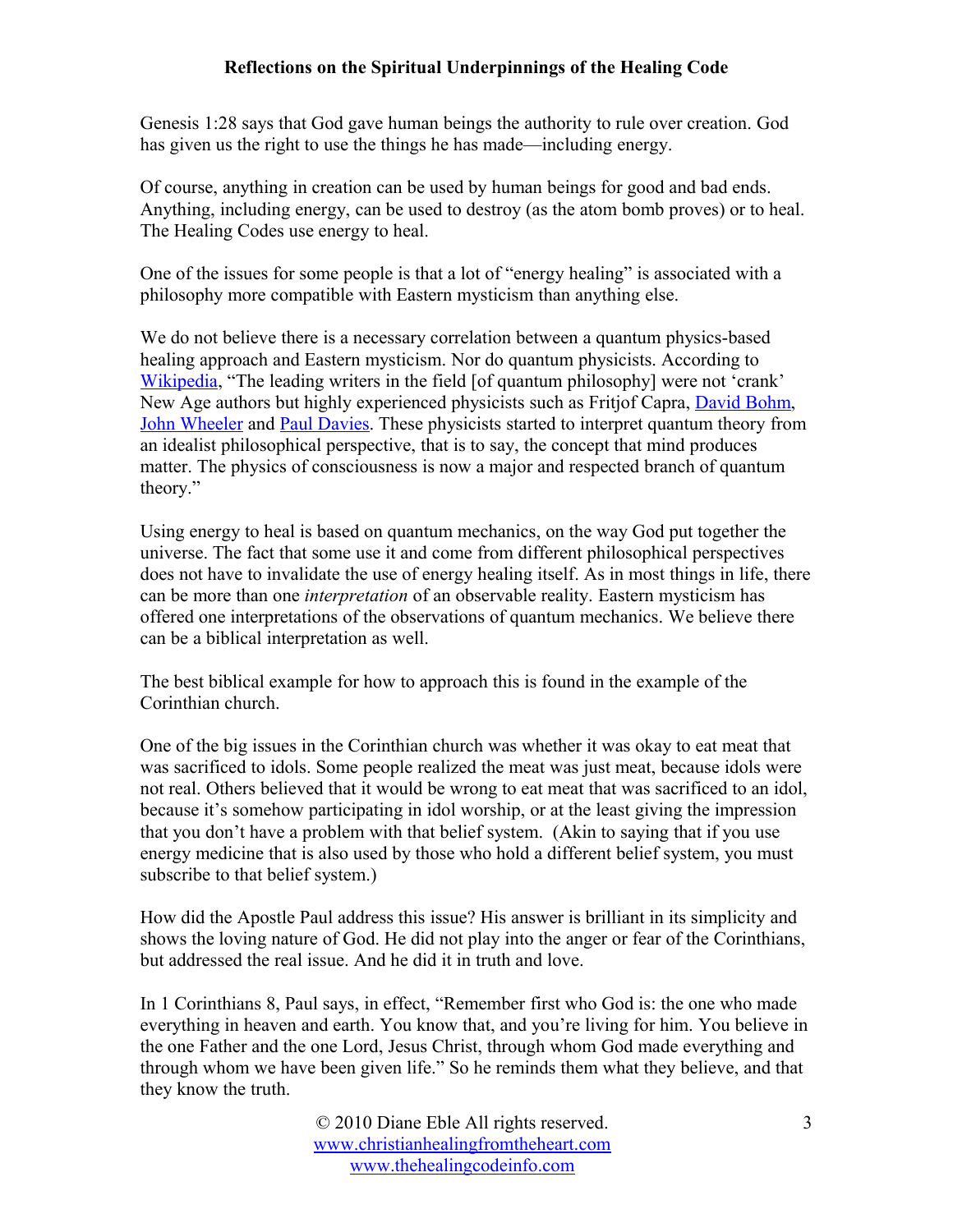Genesis 1:28 says that God gave human beings the authority to rule over creation. God has given us the right to use the things he has made—including energy.

Of course, anything in creation can be used by human beings for good and bad ends. Anything, including energy, can be used to destroy (as the atom bomb proves) or to heal. The Healing Codes use energy to heal.

One of the issues for some people is that a lot of "energy healing" is associated with a philosophy more compatible with Eastern mysticism than anything else.

We do not believe there is a necessary correlation between a quantum physics-based healing approach and Eastern mysticism. Nor do quantum physicists. According to Wikipedia, "The leading writers in the field [of quantum philosophy] were not 'crank' New Age authors but highly experienced physicists such as Fritjof Capra, David Bohm, John Wheeler and Paul Davies. These physicists started to interpret quantum theory from an idealist philosophical perspective, that is to say, the concept that mind produces matter. The physics of consciousness is now a major and respected branch of quantum theory."

Using energy to heal is based on quantum mechanics, on the way God put together the universe. The fact that some use it and come from different philosophical perspectives does not have to invalidate the use of energy healing itself. As in most things in life, there can be more than one *interpretation* of an observable reality. Eastern mysticism has offered one interpretations of the observations of quantum mechanics. We believe there can be a biblical interpretation as well.

The best biblical example for how to approach this is found in the example of the Corinthian church.

One of the big issues in the Corinthian church was whether it was okay to eat meat that was sacrificed to idols. Some people realized the meat was just meat, because idols were not real. Others believed that it would be wrong to eat meat that was sacrificed to an idol, because it's somehow participating in idol worship, or at the least giving the impression that you don't have a problem with that belief system. (Akin to saying that if you use energy medicine that is also used by those who hold a different belief system, you must subscribe to that belief system.)

How did the Apostle Paul address this issue? His answer is brilliant in its simplicity and shows the loving nature of God. He did not play into the anger or fear of the Corinthians, but addressed the real issue. And he did it in truth and love.

In 1 Corinthians 8, Paul says, in effect, "Remember first who God is: the one who made everything in heaven and earth. You know that, and you're living for him. You believe in the one Father and the one Lord, Jesus Christ, through whom God made everything and through whom we have been given life." So he reminds them what they believe, and that they know the truth.

© 2010 Diane Eble All rights reserved.
www.christianhealingfromtheheart.com
www.thehealingcodeinfo.com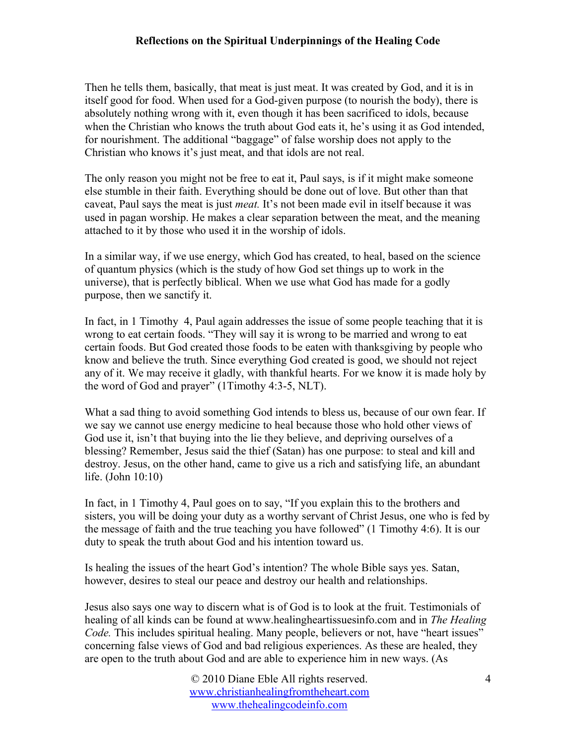Then he tells them, basically, that meat is just meat. It was created by God, and it is in itself good for food. When used for a God-given purpose (to nourish the body), there is absolutely nothing wrong with it, even though it has been sacrificed to idols, because when the Christian who knows the truth about God eats it, he's using it as God intended, for nourishment. The additional "baggage" of false worship does not apply to the Christian who knows it's just meat, and that idols are not real.

The only reason you might not be free to eat it, Paul says, is if it might make someone else stumble in their faith. Everything should be done out of love. But other than that caveat, Paul says the meat is just *meat.* It's not been made evil in itself because it was used in pagan worship. He makes a clear separation between the meat, and the meaning attached to it by those who used it in the worship of idols.

In a similar way, if we use energy, which God has created, to heal, based on the science of quantum physics (which is the study of how God set things up to work in the universe), that is perfectly biblical. When we use what God has made for a godly purpose, then we sanctify it.

In fact, in 1 Timothy 4, Paul again addresses the issue of some people teaching that it is wrong to eat certain foods. "They will say it is wrong to be married and wrong to eat certain foods. But God created those foods to be eaten with thanksgiving by people who know and believe the truth. Since everything God created is good, we should not reject any of it. We may receive it gladly, with thankful hearts. For we know it is made holy by the word of God and prayer" (1Timothy 4:3-5, NLT).

What a sad thing to avoid something God intends to bless us, because of our own fear. If we say we cannot use energy medicine to heal because those who hold other views of God use it, isn't that buying into the lie they believe, and depriving ourselves of a blessing? Remember, Jesus said the thief (Satan) has one purpose: to steal and kill and destroy. Jesus, on the other hand, came to give us a rich and satisfying life, an abundant life. (John 10:10)

In fact, in 1 Timothy 4, Paul goes on to say, "If you explain this to the brothers and sisters, you will be doing your duty as a worthy servant of Christ Jesus, one who is fed by the message of faith and the true teaching you have followed" (1 Timothy 4:6). It is our duty to speak the truth about God and his intention toward us.

Is healing the issues of the heart God's intention? The whole Bible says yes. Satan, however, desires to steal our peace and destroy our health and relationships.

Jesus also says one way to discern what is of God is to look at the fruit. Testimonials of healing of all kinds can be found at www.healingheartissuesinfo.com and in *The Healing Code.* This includes spiritual healing. Many people, believers or not, have "heart issues" concerning false views of God and bad religious experiences. As these are healed, they are open to the truth about God and are able to experience him in new ways. (As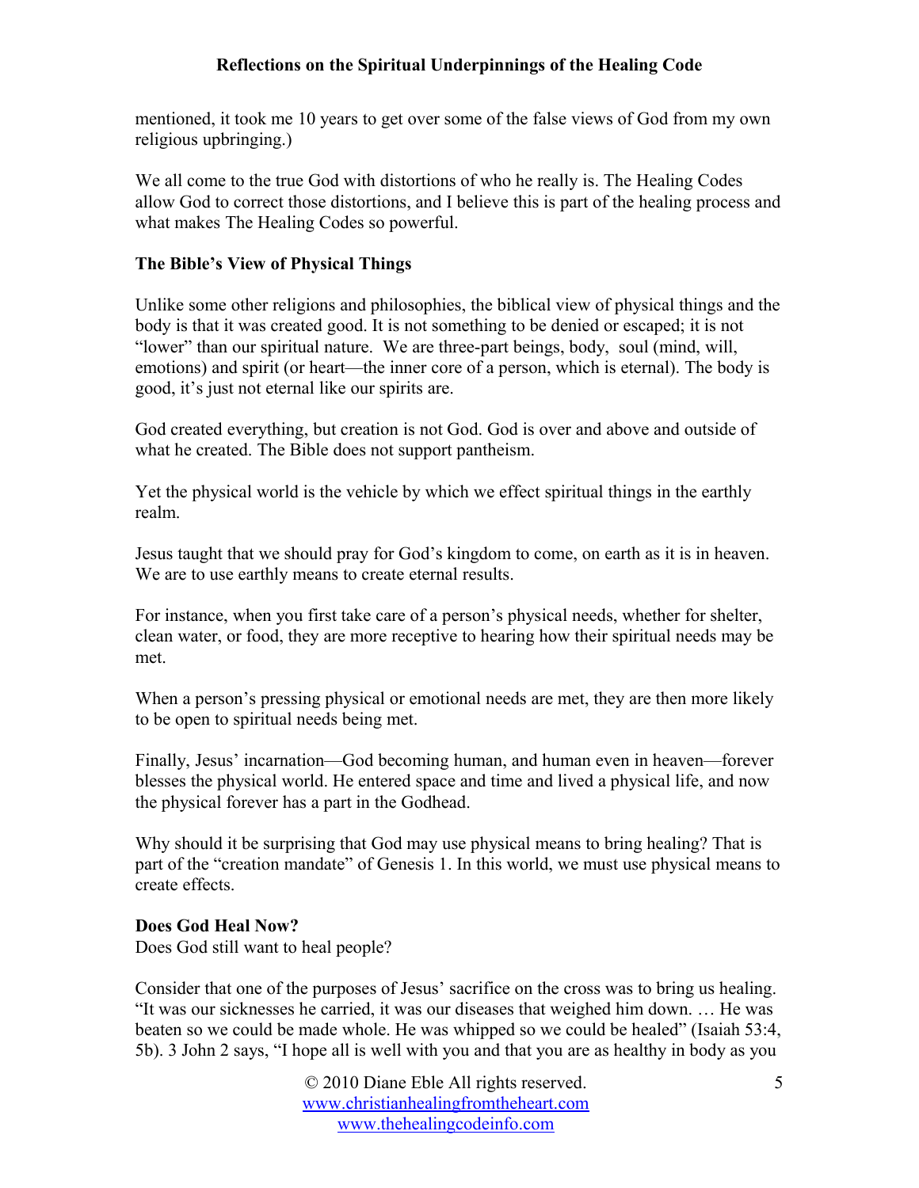mentioned, it took me 10 years to get over some of the false views of God from my own religious upbringing.)

We all come to the true God with distortions of who he really is. The Healing Codes allow God to correct those distortions, and I believe this is part of the healing process and what makes The Healing Codes so powerful.

**The Bible's View of Physical Things**

Unlike some other religions and philosophies, the biblical view of physical things and the body is that it was created good. It is not something to be denied or escaped; it is not "lower" than our spiritual nature. We are three-part beings, body, soul (mind, will, emotions) and spirit (or heart—the inner core of a person, which is eternal). The body is good, it's just not eternal like our spirits are.

God created everything, but creation is not God. God is over and above and outside of what he created. The Bible does not support pantheism.

Yet the physical world is the vehicle by which we effect spiritual things in the earthly realm.

Jesus taught that we should pray for God's kingdom to come, on earth as it is in heaven. We are to use earthly means to create eternal results.

For instance, when you first take care of a person's physical needs, whether for shelter, clean water, or food, they are more receptive to hearing how their spiritual needs may be met.

When a person's pressing physical or emotional needs are met, they are then more likely to be open to spiritual needs being met.

Finally, Jesus' incarnation—God becoming human, and human even in heaven—forever blesses the physical world. He entered space and time and lived a physical life, and now the physical forever has a part in the Godhead.

Why should it be surprising that God may use physical means to bring healing? That is part of the "creation mandate" of Genesis 1. In this world, we must use physical means to create effects.

**Does God Heal Now?**

Does God still want to heal people?

Consider that one of the purposes of Jesus' sacrifice on the cross was to bring us healing. "It was our sicknesses he carried, it was our diseases that weighed him down. … He was beaten so we could be made whole. He was whipped so we could be healed" (Isaiah 53:4, 5b). 3 John 2 says, "I hope all is well with you and that you are as healthy in body as you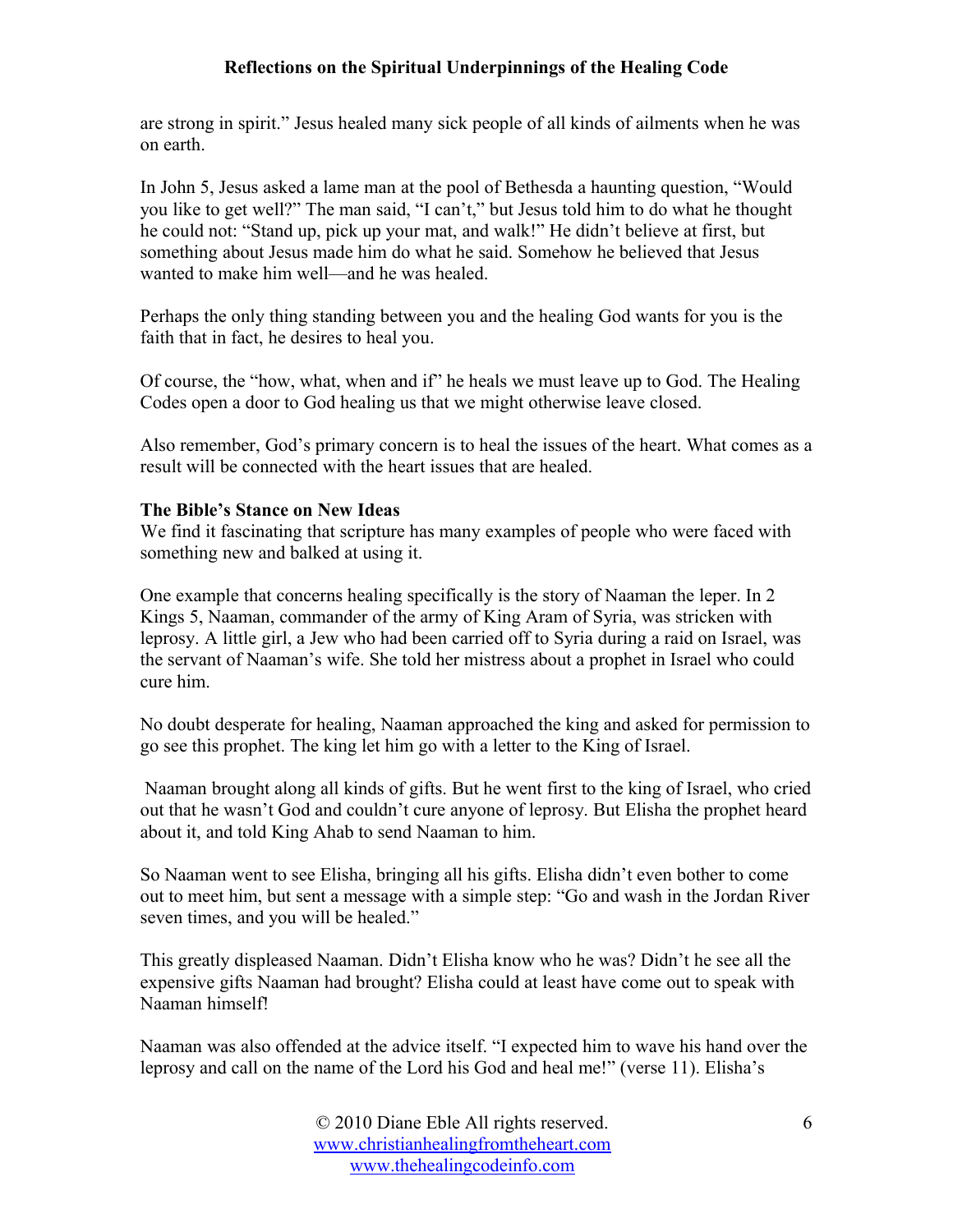are strong in spirit." Jesus healed many sick people of all kinds of ailments when he was on earth.

In John 5, Jesus asked a lame man at the pool of Bethesda a haunting question, "Would you like to get well?" The man said, "I can't," but Jesus told him to do what he thought he could not: "Stand up, pick up your mat, and walk!" He didn't believe at first, but something about Jesus made him do what he said. Somehow he believed that Jesus wanted to make him well—and he was healed.

Perhaps the only thing standing between you and the healing God wants for you is the faith that in fact, he desires to heal you.

Of course, the "how, what, when and if" he heals we must leave up to God. The Healing Codes open a door to God healing us that we might otherwise leave closed.

Also remember, God's primary concern is to heal the issues of the heart. What comes as a result will be connected with the heart issues that are healed.

**The Bible's Stance on New Ideas**

We find it fascinating that scripture has many examples of people who were faced with something new and balked at using it.

One example that concerns healing specifically is the story of Naaman the leper. In 2 Kings 5, Naaman, commander of the army of King Aram of Syria, was stricken with leprosy. A little girl, a Jew who had been carried off to Syria during a raid on Israel, was the servant of Naaman's wife. She told her mistress about a prophet in Israel who could cure him.

No doubt desperate for healing, Naaman approached the king and asked for permission to go see this prophet. The king let him go with a letter to the King of Israel.

Naaman brought along all kinds of gifts. But he went first to the king of Israel, who cried out that he wasn't God and couldn't cure anyone of leprosy. But Elisha the prophet heard about it, and told King Ahab to send Naaman to him.

So Naaman went to see Elisha, bringing all his gifts. Elisha didn't even bother to come out to meet him, but sent a message with a simple step: "Go and wash in the Jordan River seven times, and you will be healed."

This greatly displeased Naaman. Didn't Elisha know who he was? Didn't he see all the expensive gifts Naaman had brought? Elisha could at least have come out to speak with Naaman himself!

Naaman was also offended at the advice itself. "I expected him to wave his hand over the leprosy and call on the name of the Lord his God and heal me!" (verse 11). Elisha's

© 2010 Diane Eble All rights reserved.
www.christianhealingfromtheheart.com
www.thehealingcodeinfo.com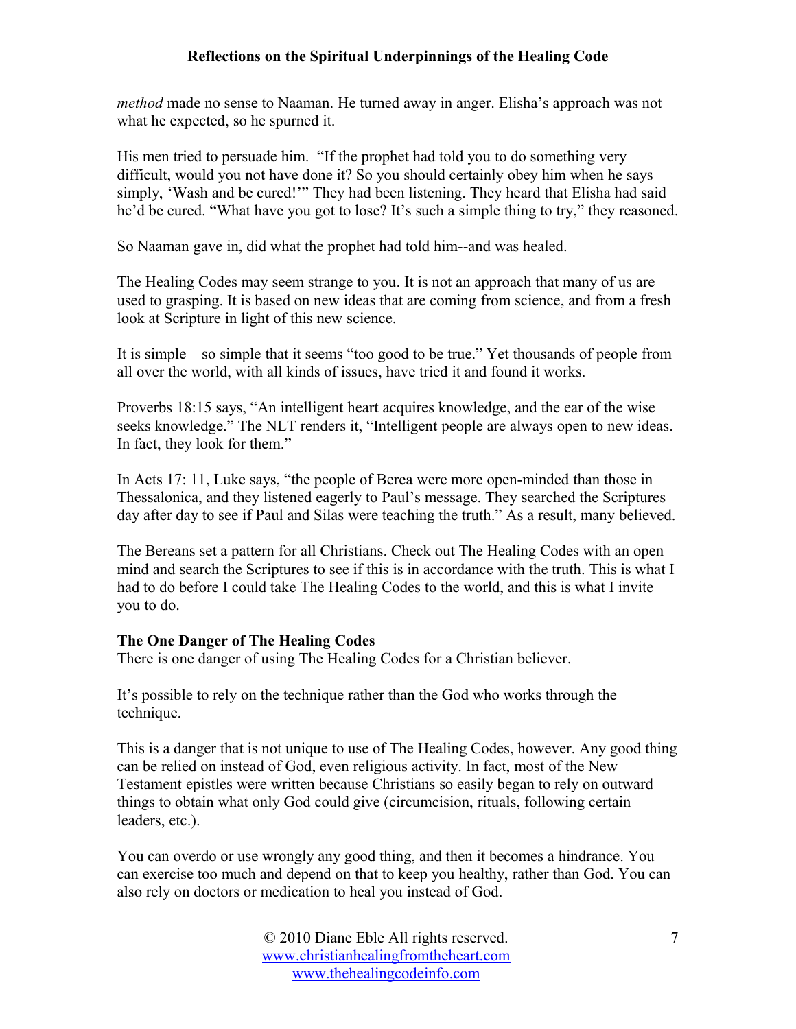*method* made no sense to Naaman. He turned away in anger. Elisha's approach was not what he expected, so he spurned it.

His men tried to persuade him. "If the prophet had told you to do something very difficult, would you not have done it? So you should certainly obey him when he says simply, 'Wash and be cured!'" They had been listening. They heard that Elisha had said he'd be cured. "What have you got to lose? It's such a simple thing to try," they reasoned.

So Naaman gave in, did what the prophet had told him--and was healed.

The Healing Codes may seem strange to you. It is not an approach that many of us are used to grasping. It is based on new ideas that are coming from science, and from a fresh look at Scripture in light of this new science.

It is simple—so simple that it seems "too good to be true." Yet thousands of people from all over the world, with all kinds of issues, have tried it and found it works.

Proverbs 18:15 says, "An intelligent heart acquires knowledge, and the ear of the wise seeks knowledge." The NLT renders it, "Intelligent people are always open to new ideas. In fact, they look for them."

In Acts 17: 11, Luke says, "the people of Berea were more open-minded than those in Thessalonica, and they listened eagerly to Paul's message. They searched the Scriptures day after day to see if Paul and Silas were teaching the truth." As a result, many believed.

The Bereans set a pattern for all Christians. Check out The Healing Codes with an open mind and search the Scriptures to see if this is in accordance with the truth. This is what I had to do before I could take The Healing Codes to the world, and this is what I invite you to do.

**The One Danger of The Healing Codes**

There is one danger of using The Healing Codes for a Christian believer.

It's possible to rely on the technique rather than the God who works through the technique.

This is a danger that is not unique to use of The Healing Codes, however. Any good thing can be relied on instead of God, even religious activity. In fact, most of the New Testament epistles were written because Christians so easily began to rely on outward things to obtain what only God could give (circumcision, rituals, following certain leaders, etc.).

You can overdo or use wrongly any good thing, and then it becomes a hindrance. You can exercise too much and depend on that to keep you healthy, rather than God. You can also rely on doctors or medication to heal you instead of God.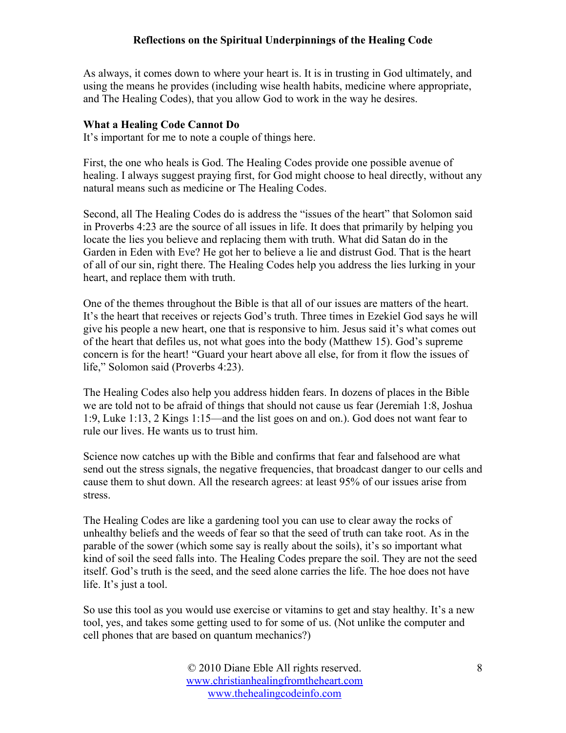As always, it comes down to where your heart is. It is in trusting in God ultimately, and using the means he provides (including wise health habits, medicine where appropriate, and The Healing Codes), that you allow God to work in the way he desires.

**What a Healing Code Cannot Do**

It's important for me to note a couple of things here.

First, the one who heals is God. The Healing Codes provide one possible avenue of healing. I always suggest praying first, for God might choose to heal directly, without any natural means such as medicine or The Healing Codes.

Second, all The Healing Codes do is address the "issues of the heart" that Solomon said in Proverbs 4:23 are the source of all issues in life. It does that primarily by helping you locate the lies you believe and replacing them with truth. What did Satan do in the Garden in Eden with Eve? He got her to believe a lie and distrust God. That is the heart of all of our sin, right there. The Healing Codes help you address the lies lurking in your heart, and replace them with truth.

One of the themes throughout the Bible is that all of our issues are matters of the heart. It's the heart that receives or rejects God's truth. Three times in Ezekiel God says he will give his people a new heart, one that is responsive to him. Jesus said it's what comes out of the heart that defiles us, not what goes into the body (Matthew 15). God's supreme concern is for the heart! "Guard your heart above all else, for from it flow the issues of life," Solomon said (Proverbs 4:23).

The Healing Codes also help you address hidden fears. In dozens of places in the Bible we are told not to be afraid of things that should not cause us fear (Jeremiah 1:8, Joshua 1:9, Luke 1:13, 2 Kings 1:15—and the list goes on and on.). God does not want fear to rule our lives. He wants us to trust him.

Science now catches up with the Bible and confirms that fear and falsehood are what send out the stress signals, the negative frequencies, that broadcast danger to our cells and cause them to shut down. All the research agrees: at least 95% of our issues arise from stress.

The Healing Codes are like a gardening tool you can use to clear away the rocks of unhealthy beliefs and the weeds of fear so that the seed of truth can take root. As in the parable of the sower (which some say is really about the soils), it's so important what kind of soil the seed falls into. The Healing Codes prepare the soil. They are not the seed itself. God's truth is the seed, and the seed alone carries the life. The hoe does not have life. It's just a tool.

So use this tool as you would use exercise or vitamins to get and stay healthy. It's a new tool, yes, and takes some getting used to for some of us. (Not unlike the computer and cell phones that are based on quantum mechanics?)

© 2010 Diane Eble All rights reserved.
www.christianhealingfromtheheart.com
www.thehealingcodeinfo.com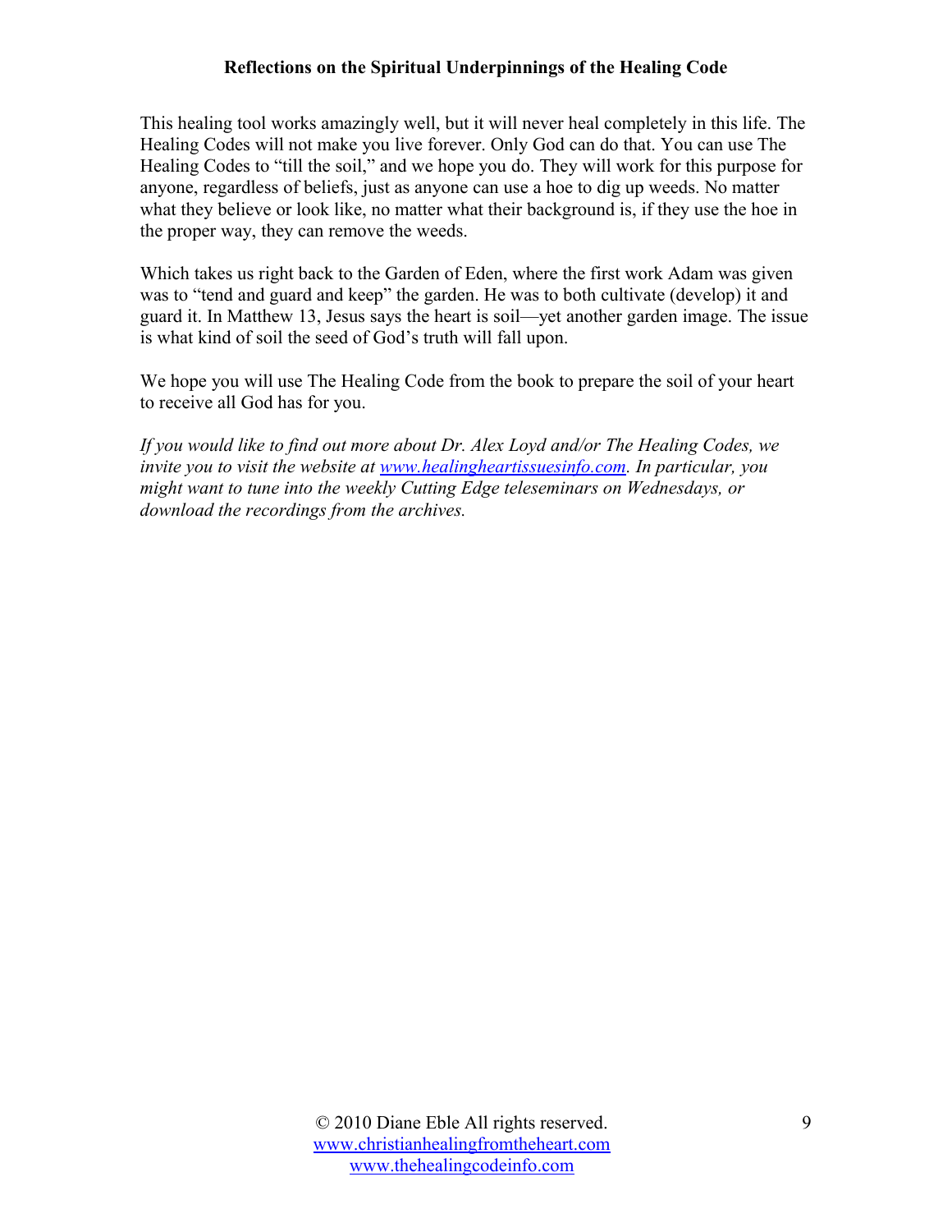This healing tool works amazingly well, but it will never heal completely in this life. The Healing Codes will not make you live forever. Only God can do that. You can use The Healing Codes to "till the soil," and we hope you do. They will work for this purpose for anyone, regardless of beliefs, just as anyone can use a hoe to dig up weeds. No matter what they believe or look like, no matter what their background is, if they use the hoe in the proper way, they can remove the weeds.

Which takes us right back to the Garden of Eden, where the first work Adam was given was to "tend and guard and keep" the garden. He was to both cultivate (develop) it and guard it. In Matthew 13, Jesus says the heart is soil—yet another garden image. The issue is what kind of soil the seed of God's truth will fall upon.

We hope you will use The Healing Code from the book to prepare the soil of your heart to receive all God has for you.

*If you would like to find out more about Dr. Alex Loyd and/or The Healing Codes, we invite you to visit the website at [www.healingheartissuesinfo.com](http://www.healingheartissuesinfo.com). In particular, you might want to tune into the weekly Cutting Edge teleseminars on Wednesdays, or download the recordings from the archives.*

© 2010 Diane Eble All rights reserved.
[www.christianhealingfromtheheart.com](http://www.christianhealingfromtheheart.com)
[www.thehealingcodeinfo.com](http://www.thehealingcodeinfo.com)